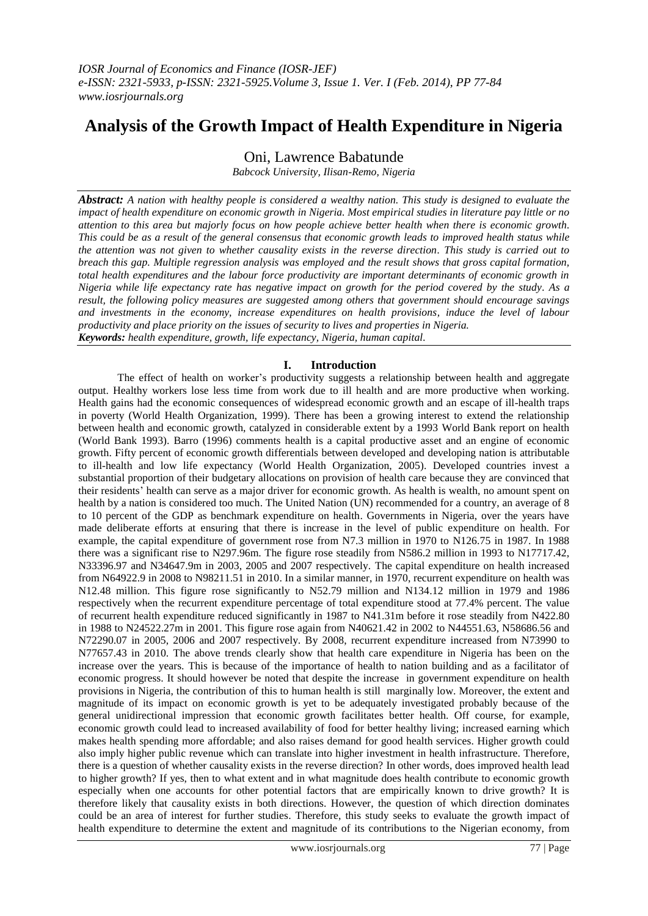# Analysis of the Growth Impact of Health Expenditure in Nigeria

## Oni, Lawrence Babatunde

*Babcock University, Ilisan-Remo, Nigeria*

***Abstract:*** *A nation with healthy people is considered a wealthy nation. This study is designed to evaluate the impact of health expenditure on economic growth in Nigeria. Most empirical studies in literature pay little or no attention to this area but majorly focus on how people achieve better health when there is economic growth. This could be as a result of the general consensus that economic growth leads to improved health status while the attention was not given to whether causality exists in the reverse direction. This study is carried out to breach this gap. Multiple regression analysis was employed and the result shows that gross capital formation, total health expenditures and the labour force productivity are important determinants of economic growth in Nigeria while life expectancy rate has negative impact on growth for the period covered by the study. As a result, the following policy measures are suggested among others that government should encourage savings and investments in the economy, increase expenditures on health provisions, induce the level of labour productivity and place priority on the issues of security to lives and properties in Nigeria.*

***Keywords:*** *health expenditure, growth, life expectancy, Nigeria, human capital.*

## I. Introduction

The effect of health on worker's productivity suggests a relationship between health and aggregate output. Healthy workers lose less time from work due to ill health and are more productive when working. Health gains had the economic consequences of widespread economic growth and an escape of ill-health traps in poverty (World Health Organization, 1999). There has been a growing interest to extend the relationship between health and economic growth, catalyzed in considerable extent by a 1993 World Bank report on health (World Bank 1993). Barro (1996) comments health is a capital productive asset and an engine of economic growth. Fifty percent of economic growth differentials between developed and developing nation is attributable to ill-health and low life expectancy (World Health Organization, 2005). Developed countries invest a substantial proportion of their budgetary allocations on provision of health care because they are convinced that their residents' health can serve as a major driver for economic growth. As health is wealth, no amount spent on health by a nation is considered too much. The United Nation (UN) recommended for a country, an average of 8 to 10 percent of the GDP as benchmark expenditure on health. Governments in Nigeria, over the years have made deliberate efforts at ensuring that there is increase in the level of public expenditure on health. For example, the capital expenditure of government rose from N7.3 million in 1970 to N126.75 in 1987. In 1988 there was a significant rise to N297.96m. The figure rose steadily from N586.2 million in 1993 to N17717.42, N33396.97 and N34647.9m in 2003, 2005 and 2007 respectively. The capital expenditure on health increased from N64922.9 in 2008 to N98211.51 in 2010. In a similar manner, in 1970, recurrent expenditure on health was N12.48 million. This figure rose significantly to N52.79 million and N134.12 million in 1979 and 1986 respectively when the recurrent expenditure percentage of total expenditure stood at 77.4% percent. The value of recurrent health expenditure reduced significantly in 1987 to N41.31m before it rose steadily from N422.80 in 1988 to N24522.27m in 2001. This figure rose again from N40621.42 in 2002 to N44551.63, N58686.56 and N72290.07 in 2005, 2006 and 2007 respectively. By 2008, recurrent expenditure increased from N73990 to N77657.43 in 2010. The above trends clearly show that health care expenditure in Nigeria has been on the increase over the years. This is because of the importance of health to nation building and as a facilitator of economic progress. It should however be noted that despite the increase in government expenditure on health provisions in Nigeria, the contribution of this to human health is still marginally low. Moreover, the extent and magnitude of its impact on economic growth is yet to be adequately investigated probably because of the general unidirectional impression that economic growth facilitates better health. Off course, for example, economic growth could lead to increased availability of food for better healthy living; increased earning which makes health spending more affordable; and also raises demand for good health services. Higher growth could also imply higher public revenue which can translate into higher investment in health infrastructure. Therefore, there is a question of whether causality exists in the reverse direction? In other words, does improved health lead to higher growth? If yes, then to what extent and in what magnitude does health contribute to economic growth especially when one accounts for other potential factors that are empirically known to drive growth? It is therefore likely that causality exists in both directions. However, the question of which direction dominates could be an area of interest for further studies. Therefore, this study seeks to evaluate the growth impact of health expenditure to determine the extent and magnitude of its contributions to the Nigerian economy, from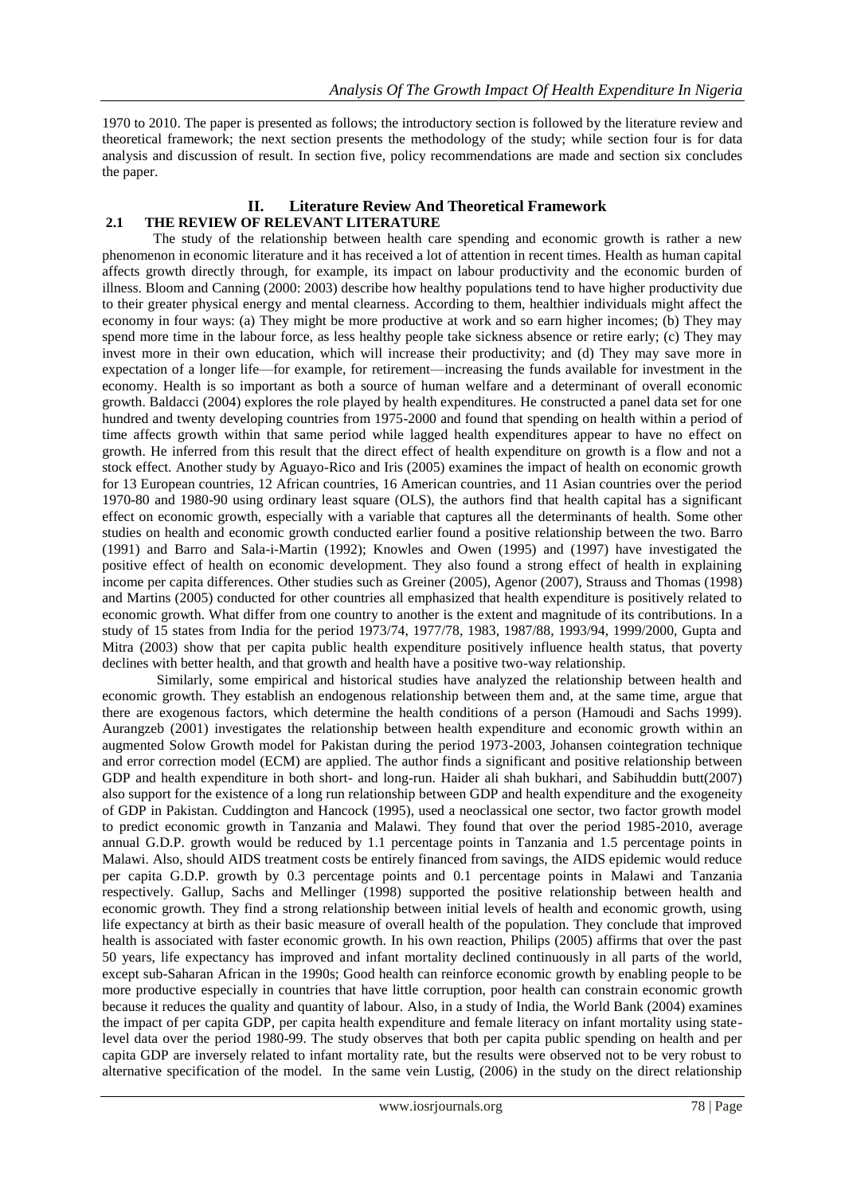1970 to 2010. The paper is presented as follows; the introductory section is followed by the literature review and theoretical framework; the next section presents the methodology of the study; while section four is for data analysis and discussion of result. In section five, policy recommendations are made and section six concludes the paper.

# II. Literature Review And Theoretical Framework

## 2.1 THE REVIEW OF RELEVANT LITERATURE

The study of the relationship between health care spending and economic growth is rather a new phenomenon in economic literature and it has received a lot of attention in recent times. Health as human capital affects growth directly through, for example, its impact on labour productivity and the economic burden of illness. Bloom and Canning (2000: 2003) describe how healthy populations tend to have higher productivity due to their greater physical energy and mental clearness. According to them, healthier individuals might affect the economy in four ways: (a) They might be more productive at work and so earn higher incomes; (b) They may spend more time in the labour force, as less healthy people take sickness absence or retire early; (c) They may invest more in their own education, which will increase their productivity; and (d) They may save more in expectation of a longer life—for example, for retirement—increasing the funds available for investment in the economy. Health is so important as both a source of human welfare and a determinant of overall economic growth. Baldacci (2004) explores the role played by health expenditures. He constructed a panel data set for one hundred and twenty developing countries from 1975-2000 and found that spending on health within a period of time affects growth within that same period while lagged health expenditures appear to have no effect on growth. He inferred from this result that the direct effect of health expenditure on growth is a flow and not a stock effect. Another study by Aguayo-Rico and Iris (2005) examines the impact of health on economic growth for 13 European countries, 12 African countries, 16 American countries, and 11 Asian countries over the period 1970-80 and 1980-90 using ordinary least square (OLS), the authors find that health capital has a significant effect on economic growth, especially with a variable that captures all the determinants of health. Some other studies on health and economic growth conducted earlier found a positive relationship between the two. Barro (1991) and Barro and Sala-i-Martin (1992); Knowles and Owen (1995) and (1997) have investigated the positive effect of health on economic development. They also found a strong effect of health in explaining income per capita differences. Other studies such as Greiner (2005), Agenor (2007), Strauss and Thomas (1998) and Martins (2005) conducted for other countries all emphasized that health expenditure is positively related to economic growth. What differ from one country to another is the extent and magnitude of its contributions. In a study of 15 states from India for the period 1973/74, 1977/78, 1983, 1987/88, 1993/94, 1999/2000, Gupta and Mitra (2003) show that per capita public health expenditure positively influence health status, that poverty declines with better health, and that growth and health have a positive two-way relationship.

Similarly, some empirical and historical studies have analyzed the relationship between health and economic growth. They establish an endogenous relationship between them and, at the same time, argue that there are exogenous factors, which determine the health conditions of a person (Hamoudi and Sachs 1999). Aurangzeb (2001) investigates the relationship between health expenditure and economic growth within an augmented Solow Growth model for Pakistan during the period 1973-2003, Johansen cointegration technique and error correction model (ECM) are applied. The author finds a significant and positive relationship between GDP and health expenditure in both short- and long-run. Haider ali shah bukhari, and Sabihuddin butt(2007) also support for the existence of a long run relationship between GDP and health expenditure and the exogeneity of GDP in Pakistan. Cuddington and Hancock (1995), used a neoclassical one sector, two factor growth model to predict economic growth in Tanzania and Malawi. They found that over the period 1985-2010, average annual G.D.P. growth would be reduced by 1.1 percentage points in Tanzania and 1.5 percentage points in Malawi. Also, should AIDS treatment costs be entirely financed from savings, the AIDS epidemic would reduce per capita G.D.P. growth by 0.3 percentage points and 0.1 percentage points in Malawi and Tanzania respectively. Gallup, Sachs and Mellinger (1998) supported the positive relationship between health and economic growth. They find a strong relationship between initial levels of health and economic growth, using life expectancy at birth as their basic measure of overall health of the population. They conclude that improved health is associated with faster economic growth. In his own reaction, Philips (2005) affirms that over the past 50 years, life expectancy has improved and infant mortality declined continuously in all parts of the world, except sub-Saharan African in the 1990s; Good health can reinforce economic growth by enabling people to be more productive especially in countries that have little corruption, poor health can constrain economic growth because it reduces the quality and quantity of labour. Also, in a study of India, the World Bank (2004) examines the impact of per capita GDP, per capita health expenditure and female literacy on infant mortality using state-level data over the period 1980-99. The study observes that both per capita public spending on health and per capita GDP are inversely related to infant mortality rate, but the results were observed not to be very robust to alternative specification of the model. In the same vein Lustig, (2006) in the study on the direct relationship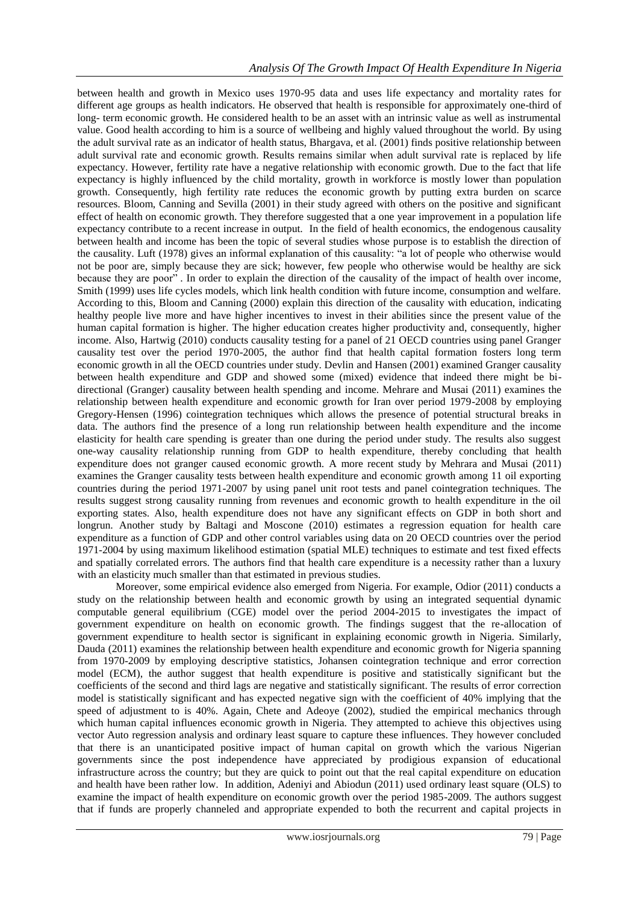between health and growth in Mexico uses 1970-95 data and uses life expectancy and mortality rates for different age groups as health indicators. He observed that health is responsible for approximately one-third of long- term economic growth. He considered health to be an asset with an intrinsic value as well as instrumental value. Good health according to him is a source of wellbeing and highly valued throughout the world. By using the adult survival rate as an indicator of health status, Bhargava, et al. (2001) finds positive relationship between adult survival rate and economic growth. Results remains similar when adult survival rate is replaced by life expectancy. However, fertility rate have a negative relationship with economic growth. Due to the fact that life expectancy is highly influenced by the child mortality, growth in workforce is mostly lower than population growth. Consequently, high fertility rate reduces the economic growth by putting extra burden on scarce resources. Bloom, Canning and Sevilla (2001) in their study agreed with others on the positive and significant effect of health on economic growth. They therefore suggested that a one year improvement in a population life expectancy contribute to a recent increase in output. In the field of health economics, the endogenous causality between health and income has been the topic of several studies whose purpose is to establish the direction of the causality. Luft (1978) gives an informal explanation of this causality: "a lot of people who otherwise would not be poor are, simply because they are sick; however, few people who otherwise would be healthy are sick because they are poor". In order to explain the direction of the causality of the impact of health over income, Smith (1999) uses life cycles models, which link health condition with future income, consumption and welfare. According to this, Bloom and Canning (2000) explain this direction of the causality with education, indicating healthy people live more and have higher incentives to invest in their abilities since the present value of the human capital formation is higher. The higher education creates higher productivity and, consequently, higher income. Also, Hartwig (2010) conducts causality testing for a panel of 21 OECD countries using panel Granger causality test over the period 1970-2005, the author find that health capital formation fosters long term economic growth in all the OECD countries under study. Devlin and Hansen (2001) examined Granger causality between health expenditure and GDP and showed some (mixed) evidence that indeed there might be bi-directional (Granger) causality between health spending and income. Mehrare and Musai (2011) examines the relationship between health expenditure and economic growth for Iran over period 1979-2008 by employing Gregory-Hensen (1996) cointegration techniques which allows the presence of potential structural breaks in data. The authors find the presence of a long run relationship between health expenditure and the income elasticity for health care spending is greater than one during the period under study. The results also suggest one-way causality relationship running from GDP to health expenditure, thereby concluding that health expenditure does not granger caused economic growth. A more recent study by Mehrara and Musai (2011) examines the Granger causality tests between health expenditure and economic growth among 11 oil exporting countries during the period 1971-2007 by using panel unit root tests and panel cointegration techniques. The results suggest strong causality running from revenues and economic growth to health expenditure in the oil exporting states. Also, health expenditure does not have any significant effects on GDP in both short and longrun. Another study by Baltagi and Moscone (2010) estimates a regression equation for health care expenditure as a function of GDP and other control variables using data on 20 OECD countries over the period 1971-2004 by using maximum likelihood estimation (spatial MLE) techniques to estimate and test fixed effects and spatially correlated errors. The authors find that health care expenditure is a necessity rather than a luxury with an elasticity much smaller than that estimated in previous studies.

Moreover, some empirical evidence also emerged from Nigeria. For example, Odior (2011) conducts a study on the relationship between health and economic growth by using an integrated sequential dynamic computable general equilibrium (CGE) model over the period 2004-2015 to investigates the impact of government expenditure on health on economic growth. The findings suggest that the re-allocation of government expenditure to health sector is significant in explaining economic growth in Nigeria. Similarly, Dauda (2011) examines the relationship between health expenditure and economic growth for Nigeria spanning from 1970-2009 by employing descriptive statistics, Johansen cointegration technique and error correction model (ECM), the author suggest that health expenditure is positive and statistically significant but the coefficients of the second and third lags are negative and statistically significant. The results of error correction model is statistically significant and has expected negative sign with the coefficient of 40% implying that the speed of adjustment to is 40%. Again, Chete and Adeoye (2002), studied the empirical mechanics through which human capital influences economic growth in Nigeria. They attempted to achieve this objectives using vector Auto regression analysis and ordinary least square to capture these influences. They however concluded that there is an unanticipated positive impact of human capital on growth which the various Nigerian governments since the post independence have appreciated by prodigious expansion of educational infrastructure across the country; but they are quick to point out that the real capital expenditure on education and health have been rather low. In addition, Adeniyi and Abiodun (2011) used ordinary least square (OLS) to examine the impact of health expenditure on economic growth over the period 1985-2009. The authors suggest that if funds are properly channeled and appropriate expended to both the recurrent and capital projects in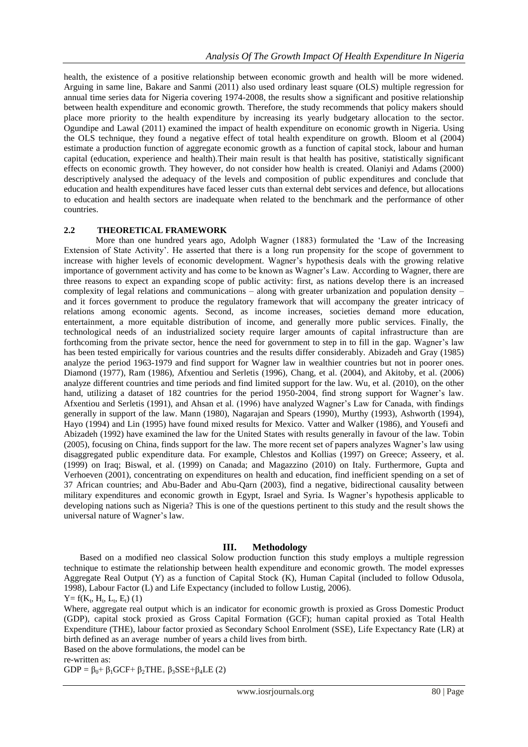health, the existence of a positive relationship between economic growth and health will be more widened. Arguing in same line, Bakare and Sanmi (2011) also used ordinary least square (OLS) multiple regression for annual time series data for Nigeria covering 1974-2008, the results show a significant and positive relationship between health expenditure and economic growth. Therefore, the study recommends that policy makers should place more priority to the health expenditure by increasing its yearly budgetary allocation to the sector. Ogundipe and Lawal (2011) examined the impact of health expenditure on economic growth in Nigeria. Using the OLS technique, they found a negative effect of total health expenditure on growth. Bloom et al (2004) estimate a production function of aggregate economic growth as a function of capital stock, labour and human capital (education, experience and health).Their main result is that health has positive, statistically significant effects on economic growth. They however, do not consider how health is created. Olaniyi and Adams (2000) descriptively analysed the adequacy of the levels and composition of public expenditures and conclude that education and health expenditures have faced lesser cuts than external debt services and defence, but allocations to education and health sectors are inadequate when related to the benchmark and the performance of other countries.

## 2.2 THEORETICAL FRAMEWORK

More than one hundred years ago, Adolph Wagner (1883) formulated the 'Law of the Increasing Extension of State Activity'. He asserted that there is a long run propensity for the scope of government to increase with higher levels of economic development. Wagner's hypothesis deals with the growing relative importance of government activity and has come to be known as Wagner's Law. According to Wagner, there are three reasons to expect an expanding scope of public activity: first, as nations develop there is an increased complexity of legal relations and communications – along with greater urbanization and population density – and it forces government to produce the regulatory framework that will accompany the greater intricacy of relations among economic agents. Second, as income increases, societies demand more education, entertainment, a more equitable distribution of income, and generally more public services. Finally, the technological needs of an industrialized society require larger amounts of capital infrastructure than are forthcoming from the private sector, hence the need for government to step in to fill in the gap. Wagner's law has been tested empirically for various countries and the results differ considerably. Abizadeh and Gray (1985) analyze the period 1963-1979 and find support for Wagner law in wealthier countries but not in poorer ones. Diamond (1977), Ram (1986), Afxentiou and Serletis (1996), Chang, et al. (2004), and Akitoby, et al. (2006) analyze different countries and time periods and find limited support for the law. Wu, et al. (2010), on the other hand, utilizing a dataset of 182 countries for the period 1950-2004, find strong support for Wagner's law. Afxentiou and Serletis (1991), and Ahsan et al. (1996) have analyzed Wagner's Law for Canada, with findings generally in support of the law. Mann (1980), Nagarajan and Spears (1990), Murthy (1993), Ashworth (1994), Hayo (1994) and Lin (1995) have found mixed results for Mexico. Vatter and Walker (1986), and Yousefi and Abizadeh (1992) have examined the law for the United States with results generally in favour of the law. Tobin (2005), focusing on China, finds support for the law. The more recent set of papers analyzes Wagner's law using disaggregated public expenditure data. For example, Chlestos and Kollias (1997) on Greece; Asseery, et al. (1999) on Iraq; Biswal, et al. (1999) on Canada; and Magazzino (2010) on Italy. Furthermore, Gupta and Verhoeven (2001), concentrating on expenditures on health and education, find inefficient spending on a set of 37 African countries; and Abu-Bader and Abu-Qarn (2003), find a negative, bidirectional causality between military expenditures and economic growth in Egypt, Israel and Syria. Is Wagner's hypothesis applicable to developing nations such as Nigeria? This is one of the questions pertinent to this study and the result shows the universal nature of Wagner's law.

# III. Methodology

Based on a modified neo classical Solow production function this study employs a multiple regression technique to estimate the relationship between health expenditure and economic growth. The model expresses Aggregate Real Output (Y) as a function of Capital Stock (K), Human Capital (included to follow Odusola, 1998), Labour Factor (L) and Life Expectancy (included to follow Lustig, 2006).

$Y= f(K_t, H_t, L_t, E_t)$ (1)

Where, aggregate real output which is an indicator for economic growth is proxied as Gross Domestic Product (GDP), capital stock proxied as Gross Capital Formation (GCF); human capital proxied as Total Health Expenditure (THE), labour factor proxied as Secondary School Enrolment (SSE), Life Expectancy Rate (LR) at birth defined as an average number of years a child lives from birth.

Based on the above formulations, the model can be re-written as:

$GDP = \beta_0 + \beta_1 GCF + \beta_2 THE_+ \beta_3 SSE + \beta_4 LE$ (2)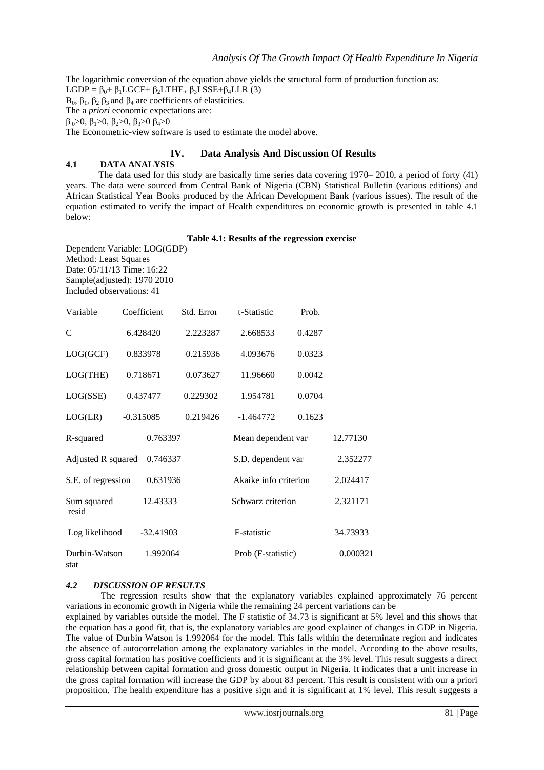The logarithmic conversion of the equation above yields the structural form of production function as:

$LGDP = \beta_0 + \beta_1 LGCF + \beta_2 LTHE_+ \beta_3 LSSE + \beta_4 LLR$ (3)

$B_0$, $\beta_1$, $\beta_2$ $\beta_3$ and $\beta_4$ are coefficients of elasticities.

The a *priori* economic expectations are:

$\beta_0 > 0$, $\beta_1 > 0$, $\beta_2 > 0$, $\beta_3 > 0$ $\beta_4 > 0$

The Econometric-view software is used to estimate the model above.

## IV. Data Analysis And Discussion Of Results

### 4.1 DATA ANALYSIS

The data used for this study are basically time series data covering 1970– 2010, a period of forty (41) years. The data were sourced from Central Bank of Nigeria (CBN) Statistical Bulletin (various editions) and African Statistical Year Books produced by the African Development Bank (various issues). The result of the equation estimated to verify the impact of Health expenditures on economic growth is presented in table 4.1 below:

**Table 4.1: Results of the regression exercise**

Dependent Variable: LOG(GDP)
Method: Least Squares
Date: 05/11/13 Time: 16:22
Sample(adjusted): 1970 2010
Included observations: 41

| Variable | Coefficient | Std. Error | t-Statistic | Prob. |
|---|---|---|---|---|
| C | 6.428420 | 2.223287 | 2.668533 | 0.4287 |
| LOG(GCF) | 0.833978 | 0.215936 | 4.093676 | 0.0323 |
| LOG(THE) | 0.718671 | 0.073627 | 11.96660 | 0.0042 |
| LOG(SSE) | 0.437477 | 0.229302 | 1.954781 | 0.0704 |
| LOG(LR) | -0.315085 | 0.219426 | -1.464772 | 0.1623 |

| | | | |
|---|---|---|---|
| R-squared | 0.763397 | Mean dependent var | 12.77130 |
| Adjusted R squared | 0.746337 | S.D. dependent var | 2.352277 |
| S.E. of regression | 0.631936 | Akaike info criterion | 2.024417 |
| Sum squared resid | 12.43333 | Schwarz criterion | 2.321171 |
| Log likelihood | -32.41903 | F-statistic | 34.73933 |
| Durbin-Watson stat | 1.992064 | Prob (F-statistic) | 0.000321 |

### *4.2 DISCUSSION OF RESULTS*

The regression results show that the explanatory variables explained approximately 76 percent variations in economic growth in Nigeria while the remaining 24 percent variations can be explained by variables outside the model. The F statistic of 34.73 is significant at 5% level and this shows that the equation has a good fit, that is, the explanatory variables are good explainer of changes in GDP in Nigeria. The value of Durbin Watson is 1.992064 for the model. This falls within the determinate region and indicates the absence of autocorrelation among the explanatory variables in the model. According to the above results, gross capital formation has positive coefficients and it is significant at the 3% level. This result suggests a direct relationship between capital formation and gross domestic output in Nigeria. It indicates that a unit increase in the gross capital formation will increase the GDP by about 83 percent. This result is consistent with our a priori proposition. The health expenditure has a positive sign and it is significant at 1% level. This result suggests a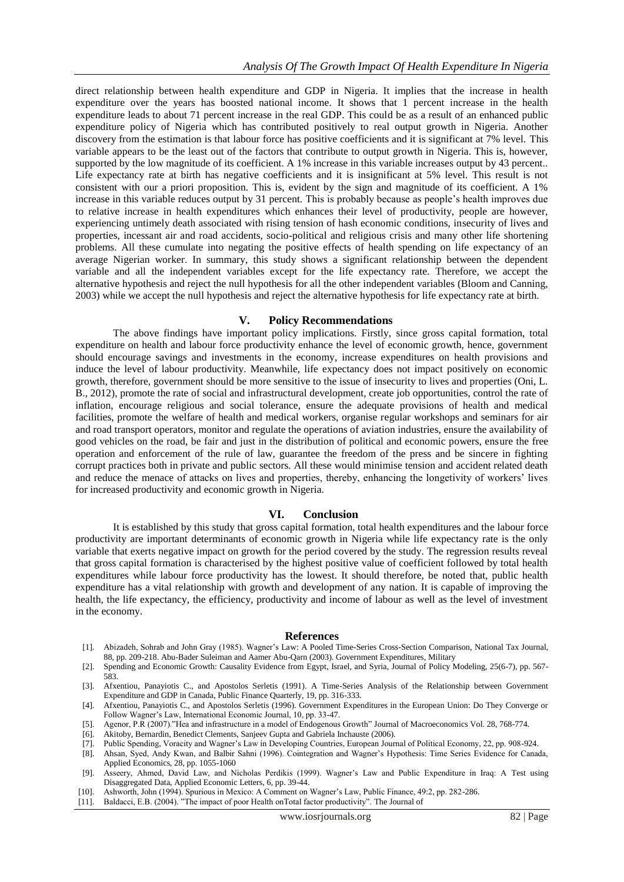direct relationship between health expenditure and GDP in Nigeria. It implies that the increase in health expenditure over the years has boosted national income. It shows that 1 percent increase in the health expenditure leads to about 71 percent increase in the real GDP. This could be as a result of an enhanced public expenditure policy of Nigeria which has contributed positively to real output growth in Nigeria. Another discovery from the estimation is that labour force has positive coefficients and it is significant at 7% level. This variable appears to be the least out of the factors that contribute to output growth in Nigeria. This is, however, supported by the low magnitude of its coefficient. A 1% increase in this variable increases output by 43 percent.. Life expectancy rate at birth has negative coefficients and it is insignificant at 5% level. This result is not consistent with our a priori proposition. This is, evident by the sign and magnitude of its coefficient. A 1% increase in this variable reduces output by 31 percent. This is probably because as people's health improves due to relative increase in health expenditures which enhances their level of productivity, people are however, experiencing untimely death associated with rising tension of hash economic conditions, insecurity of lives and properties, incessant air and road accidents, socio-political and religious crisis and many other life shortening problems. All these cumulate into negating the positive effects of health spending on life expectancy of an average Nigerian worker. In summary, this study shows a significant relationship between the dependent variable and all the independent variables except for the life expectancy rate. Therefore, we accept the alternative hypothesis and reject the null hypothesis for all the other independent variables (Bloom and Canning, 2003) while we accept the null hypothesis and reject the alternative hypothesis for life expectancy rate at birth.

## V. Policy Recommendations

The above findings have important policy implications. Firstly, since gross capital formation, total expenditure on health and labour force productivity enhance the level of economic growth, hence, government should encourage savings and investments in the economy, increase expenditures on health provisions and induce the level of labour productivity. Meanwhile, life expectancy does not impact positively on economic growth, therefore, government should be more sensitive to the issue of insecurity to lives and properties (Oni, L. B., 2012), promote the rate of social and infrastructural development, create job opportunities, control the rate of inflation, encourage religious and social tolerance, ensure the adequate provisions of health and medical facilities, promote the welfare of health and medical workers, organise regular workshops and seminars for air and road transport operators, monitor and regulate the operations of aviation industries, ensure the availability of good vehicles on the road, be fair and just in the distribution of political and economic powers, ensure the free operation and enforcement of the rule of law, guarantee the freedom of the press and be sincere in fighting corrupt practices both in private and public sectors. All these would minimise tension and accident related death and reduce the menace of attacks on lives and properties, thereby, enhancing the longetivity of workers' lives for increased productivity and economic growth in Nigeria.

## VI. Conclusion

It is established by this study that gross capital formation, total health expenditures and the labour force productivity are important determinants of economic growth in Nigeria while life expectancy rate is the only variable that exerts negative impact on growth for the period covered by the study. The regression results reveal that gross capital formation is characterised by the highest positive value of coefficient followed by total health expenditures while labour force productivity has the lowest. It should therefore, be noted that, public health expenditure has a vital relationship with growth and development of any nation. It is capable of improving the health, the life expectancy, the efficiency, productivity and income of labour as well as the level of investment in the economy.

## References

[1]. Abizadeh, Sohrab and John Gray (1985). Wagner's Law: A Pooled Time-Series Cross-Section Comparison, National Tax Journal, 88, pp. 209-218. Abu-Bader Suleiman and Aamer Abu-Qarn (2003). Government Expenditures, Military

[2]. Spending and Economic Growth: Causality Evidence from Egypt, Israel, and Syria, Journal of Policy Modeling, 25(6-7), pp. 567-583.

[3]. Afxentiou, Panayiotis C., and Apostolos Serletis (1991). A Time-Series Analysis of the Relationship between Government Expenditure and GDP in Canada, Public Finance Quarterly, 19, pp. 316-333.

[4]. Afxentiou, Panayiotis C., and Apostolos Serletis (1996). Government Expenditures in the European Union: Do They Converge or Follow Wagner's Law, International Economic Journal, 10, pp. 33-47.

[5]. Agenor, P.R (2007)."Hea and infrastructure in a model of Endogenous Growth" Journal of Macroeconomics Vol. 28, 768-774.

[6]. Akitoby, Bernardin, Benedict Clements, Sanjeev Gupta and Gabriela Inchauste (2006).

[7]. Public Spending, Voracity and Wagner's Law in Developing Countries, European Journal of Political Economy, 22, pp. 908-924.

[8]. Ahsan, Syed, Andy Kwan, and Balbir Sahni (1996). Cointegration and Wagner's Hypothesis: Time Series Evidence for Canada, Applied Economics, 28, pp. 1055-1060

[9]. Asseery, Ahmed, David Law, and Nicholas Perdikis (1999). Wagner's Law and Public Expenditure in Iraq: A Test using Disaggregated Data, Applied Economic Letters, 6, pp. 39-44.

[10]. Ashworth, John (1994). Spurious in Mexico: A Comment on Wagner's Law, Public Finance, 49:2, pp. 282-286.

[11]. Baldacci, E.B. (2004). "The impact of poor Health onTotal factor productivity". The Journal of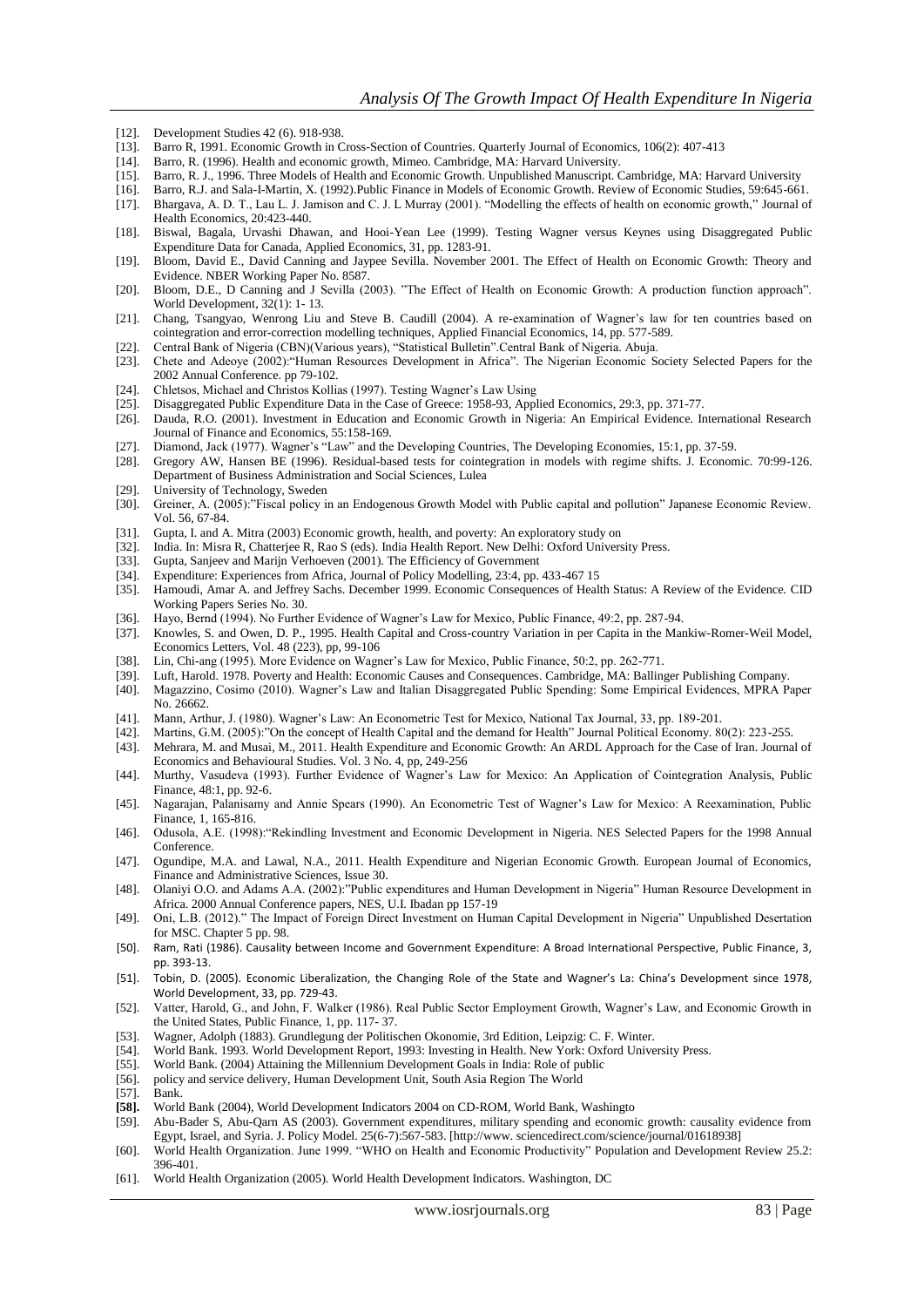[12]. Development Studies 42 (6). 918-938.

[13]. Barro R, 1991. Economic Growth in Cross-Section of Countries. Quarterly Journal of Economics, 106(2): 407-413

[14]. Barro, R. (1996). Health and economic growth, Mimeo. Cambridge, MA: Harvard University.

[15]. Barro, R. J., 1996. Three Models of Health and Economic Growth. Unpublished Manuscript. Cambridge, MA: Harvard University

[16]. Barro, R.J. and Sala-I-Martin, X. (1992).Public Finance in Models of Economic Growth. Review of Economic Studies, 59:645-661.

[17]. Bhargava, A. D. T., Lau L. J. Jamison and C. J. L Murray (2001). "Modelling the effects of health on economic growth," Journal of Health Economics, 20:423-440.

[18]. Biswal, Bagala, Urvashi Dhawan, and Hooi-Yean Lee (1999). Testing Wagner versus Keynes using Disaggregated Public Expenditure Data for Canada, Applied Economics, 31, pp. 1283-91.

[19]. Bloom, David E., David Canning and Jaypee Sevilla. November 2001. The Effect of Health on Economic Growth: Theory and Evidence. NBER Working Paper No. 8587.

[20]. Bloom, D.E., D Canning and J Sevilla (2003). "The Effect of Health on Economic Growth: A production function approach". World Development, 32(1): 1- 13.

[21]. Chang, Tsangyao, Wenrong Liu and Steve B. Caudill (2004). A re-examination of Wagner's law for ten countries based on cointegration and error-correction modelling techniques, Applied Financial Economics, 14, pp. 577-589.

[22]. Central Bank of Nigeria (CBN)(Various years), "Statistical Bulletin".Central Bank of Nigeria. Abuja.

[23]. Chete and Adeoye (2002):"Human Resources Development in Africa". The Nigerian Economic Society Selected Papers for the 2002 Annual Conference. pp 79-102.

[24]. Chletsos, Michael and Christos Kollias (1997). Testing Wagner's Law Using

[25]. Disaggregated Public Expenditure Data in the Case of Greece: 1958-93, Applied Economics, 29:3, pp. 371-77.

[26]. Dauda, R.O. (2001). Investment in Education and Economic Growth in Nigeria: An Empirical Evidence. International Research Journal of Finance and Economics, 55:158-169.

[27]. Diamond, Jack (1977). Wagner's "Law" and the Developing Countries, The Developing Economies, 15:1, pp. 37-59.

[28]. Gregory AW, Hansen BE (1996). Residual-based tests for cointegration in models with regime shifts. J. Economic. 70:99-126. Department of Business Administration and Social Sciences, Lulea

[29]. University of Technology, Sweden

[30]. Greiner, A. (2005):"Fiscal policy in an Endogenous Growth Model with Public capital and pollution" Japanese Economic Review. Vol. 56, 67-84.

[31]. Gupta, I. and A. Mitra (2003) Economic growth, health, and poverty: An exploratory study on

[32]. India. In: Misra R, Chatterjee R, Rao S (eds). India Health Report. New Delhi: Oxford University Press.

[33]. Gupta, Sanjeev and Marijn Verhoeven (2001). The Efficiency of Government

[34]. Expenditure: Experiences from Africa, Journal of Policy Modelling, 23:4, pp. 433-467 15

[35]. Hamoudi, Amar A. and Jeffrey Sachs. December 1999. Economic Consequences of Health Status: A Review of the Evidence. CID Working Papers Series No. 30.

[36]. Hayo, Bernd (1994). No Further Evidence of Wagner's Law for Mexico, Public Finance, 49:2, pp. 287-94.

[37]. Knowles, S. and Owen, D. P., 1995. Health Capital and Cross-country Variation in per Capita in the Mankiw-Romer-Weil Model, Economics Letters, Vol. 48 (223), pp, 99-106

[38]. Lin, Chi-ang (1995). More Evidence on Wagner's Law for Mexico, Public Finance, 50:2, pp. 262-771.

[39]. Luft, Harold. 1978. Poverty and Health: Economic Causes and Consequences. Cambridge, MA: Ballinger Publishing Company.

[40]. Magazzino, Cosimo (2010). Wagner's Law and Italian Disaggregated Public Spending: Some Empirical Evidences, MPRA Paper No. 26662.

[41]. Mann, Arthur, J. (1980). Wagner's Law: An Econometric Test for Mexico, National Tax Journal, 33, pp. 189-201.

[42]. Martins, G.M. (2005):"On the concept of Health Capital and the demand for Health" Journal Political Economy. 80(2): 223-255.

[43]. Mehrara, M. and Musai, M., 2011. Health Expenditure and Economic Growth: An ARDL Approach for the Case of Iran. Journal of Economics and Behavioural Studies. Vol. 3 No. 4, pp, 249-256

[44]. Murthy, Vasudeva (1993). Further Evidence of Wagner's Law for Mexico: An Application of Cointegration Analysis, Public Finance, 48:1, pp. 92-6.

[45]. Nagarajan, Palanisamy and Annie Spears (1990). An Econometric Test of Wagner's Law for Mexico: A Reexamination, Public Finance, 1, 165-816.

[46]. Odusola, A.E. (1998):"Rekindling Investment and Economic Development in Nigeria. NES Selected Papers for the 1998 Annual Conference.

[47]. Ogundipe, M.A. and Lawal, N.A., 2011. Health Expenditure and Nigerian Economic Growth. European Journal of Economics, Finance and Administrative Sciences, Issue 30.

[48]. Olaniyi O.O. and Adams A.A. (2002):"Public expenditures and Human Development in Nigeria" Human Resource Development in Africa. 2000 Annual Conference papers, NES, U.I. Ibadan pp 157-19

[49]. Oni, L.B. (2012)." The Impact of Foreign Direct Investment on Human Capital Development in Nigeria" Unpublished Desertation for MSC. Chapter 5 pp. 98.

[50]. Ram, Rati (1986). Causality between Income and Government Expenditure: A Broad International Perspective, Public Finance, 3, pp. 393-13.

[51]. Tobin, D. (2005). Economic Liberalization, the Changing Role of the State and Wagner's La: China's Development since 1978, World Development, 33, pp. 729-43.

[52]. Vatter, Harold, G., and John, F. Walker (1986). Real Public Sector Employment Growth, Wagner's Law, and Economic Growth in the United States, Public Finance, 1, pp. 117- 37.

[53]. Wagner, Adolph (1883). Grundlegung der Politischen Okonomie, 3rd Edition, Leipzig: C. F. Winter.

[54]. World Bank. 1993. World Development Report, 1993: Investing in Health. New York: Oxford University Press.

[55]. World Bank. (2004) Attaining the Millennium Development Goals in India: Role of public

[56]. policy and service delivery, Human Development Unit, South Asia Region The World

[57]. Bank.

**[58].** World Bank (2004), World Development Indicators 2004 on CD-ROM, World Bank, Washingto

[59]. Abu-Bader S, Abu-Qarn AS (2003). Government expenditures, military spending and economic growth: causality evidence from Egypt, Israel, and Syria. J. Policy Model. 25(6-7):567-583. [http://www. sciencedirect.com/science/journal/01618938]

[60]. World Health Organization. June 1999. "WHO on Health and Economic Productivity" Population and Development Review 25.2: 396-401.

[61]. World Health Organization (2005). World Health Development Indicators. Washington, DC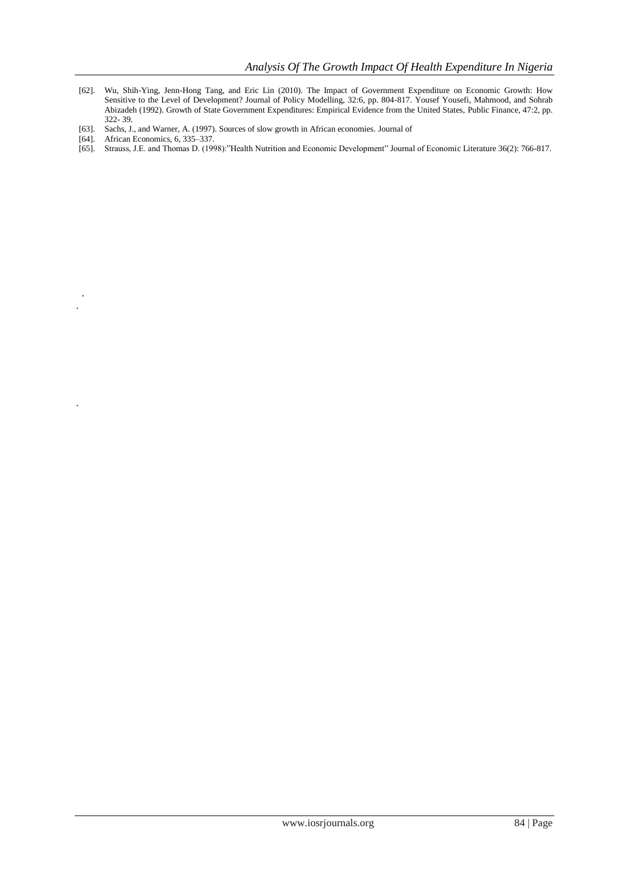[62]. Wu, Shih-Ying, Jenn-Hong Tang, and Eric Lin (2010). The Impact of Government Expenditure on Economic Growth: How Sensitive to the Level of Development? Journal of Policy Modelling, 32:6, pp. 804-817. Yousef Yousefi, Mahmood, and Sohrab Abizadeh (1992). Growth of State Government Expenditures: Empirical Evidence from the United States, Public Finance, 47:2, pp. 322- 39.

[63]. Sachs, J., and Warner, A. (1997). Sources of slow growth in African economies. Journal of

[64]. African Economics, 6, 335–337.

[65]. Strauss, J.E. and Thomas D. (1998):"Health Nutrition and Economic Development" Journal of Economic Literature 36(2): 766-817.